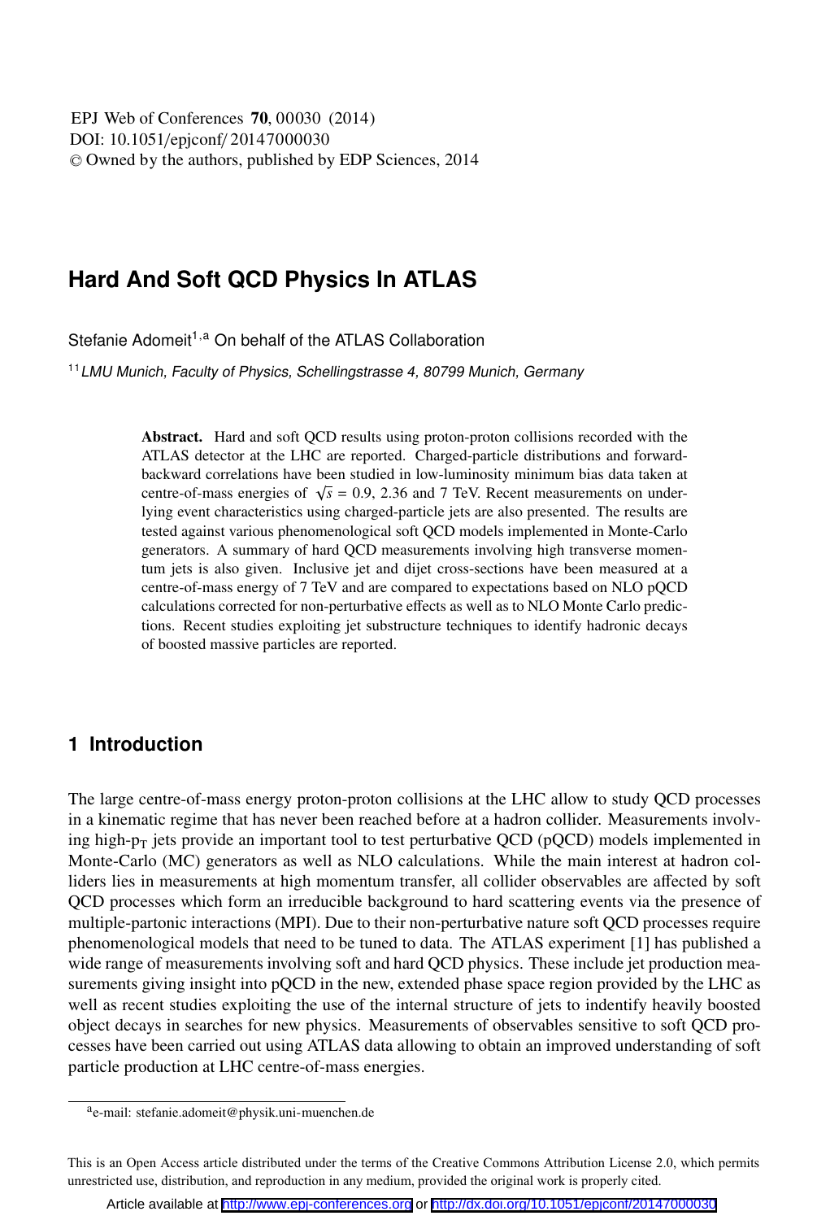EPJ Web of Conferences **70**, 00030 (2014)
DOI: 10.1051/epjconf/ 20147000030
© Owned by the authors, published by EDP Sciences, 2014

# Hard And Soft QCD Physics In ATLAS

Stefanie Adomeit[1,a] On behalf of the ATLAS Collaboration

[1] *LMU Munich, Faculty of Physics, Schellingstrasse 4, 80799 Munich, Germany*

**Abstract.** Hard and soft QCD results using proton-proton collisions recorded with the ATLAS detector at the LHC are reported. Charged-particle distributions and forward-backward correlations have been studied in low-luminosity minimum bias data taken at centre-of-mass energies of $\sqrt{s}$ = 0.9, 2.36 and 7 TeV. Recent measurements on underlying event characteristics using charged-particle jets are also presented. The results are tested against various phenomenological soft QCD models implemented in Monte-Carlo generators. A summary of hard QCD measurements involving high transverse momentum jets is also given. Inclusive jet and dijet cross-sections have been measured at a centre-of-mass energy of 7 TeV and are compared to expectations based on NLO pQCD calculations corrected for non-perturbative effects as well as to NLO Monte Carlo predictions. Recent studies exploiting jet substructure techniques to identify hadronic decays of boosted massive particles are reported.

## 1 Introduction

The large centre-of-mass energy proton-proton collisions at the LHC allow to study QCD processes in a kinematic regime that has never been reached before at a hadron collider. Measurements involving high-$p_T$ jets provide an important tool to test perturbative QCD (pQCD) models implemented in Monte-Carlo (MC) generators as well as NLO calculations. While the main interest at hadron colliders lies in measurements at high momentum transfer, all collider observables are affected by soft QCD processes which form an irreducible background to hard scattering events via the presence of multiple-partonic interactions (MPI). Due to their non-perturbative nature soft QCD processes require phenomenological models that need to be tuned to data. The ATLAS experiment [1] has published a wide range of measurements involving soft and hard QCD physics. These include jet production measurements giving insight into pQCD in the new, extended phase space region provided by the LHC as well as recent studies exploiting the use of the internal structure of jets to indentify heavily boosted object decays in searches for new physics. Measurements of observables sensitive to soft QCD processes have been carried out using ATLAS data allowing to obtain an improved understanding of soft particle production at LHC centre-of-mass energies.

[a] e-mail: stefanie.adomeit@physik.uni-muenchen.de

This is an Open Access article distributed under the terms of the Creative Commons Attribution License 2.0, which permits unrestricted use, distribution, and reproduction in any medium, provided the original work is properly cited.

Article available at http://www.epj-conferences.org or http://dx.doi.org/10.1051/epjconf/20147000030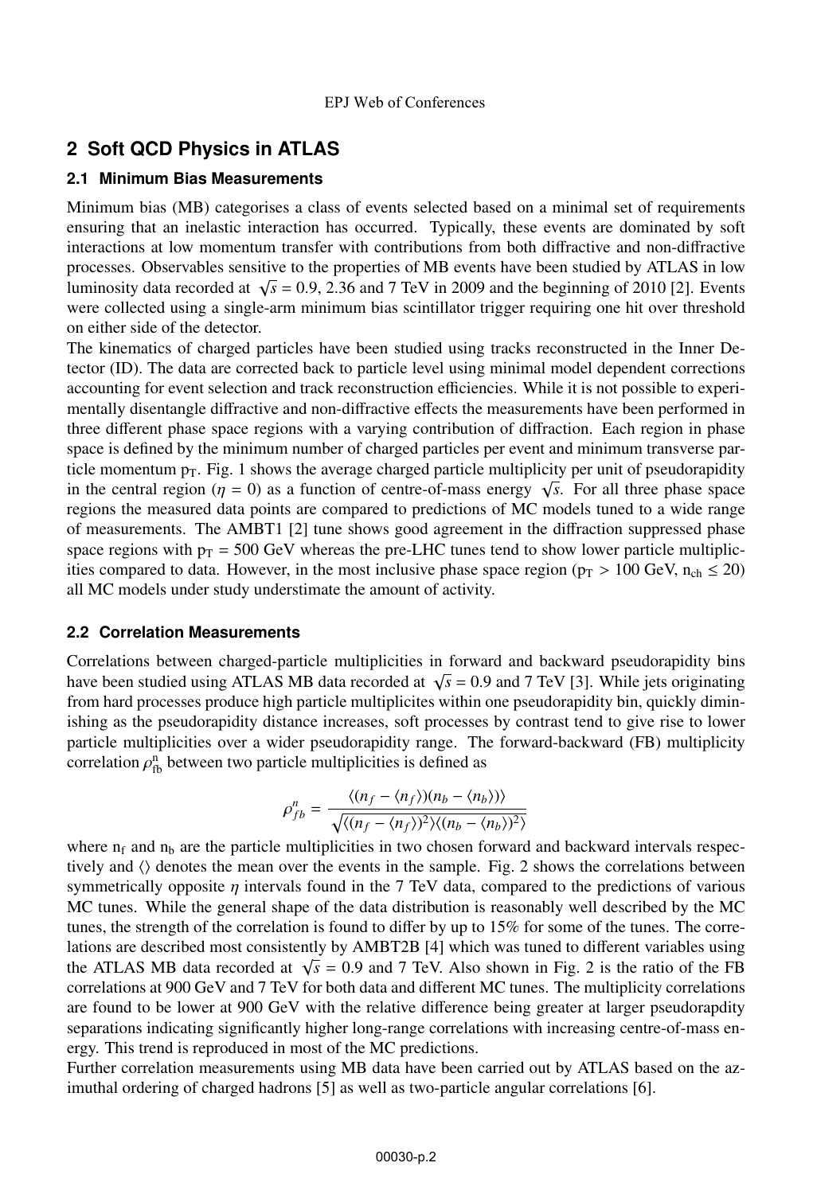## 2 Soft QCD Physics in ATLAS

### 2.1 Minimum Bias Measurements

Minimum bias (MB) categorises a class of events selected based on a minimal set of requirements ensuring that an inelastic interaction has occurred. Typically, these events are dominated by soft interactions at low momentum transfer with contributions from both diffractive and non-diffractive processes. Observables sensitive to the properties of MB events have been studied by ATLAS in low luminosity data recorded at $\sqrt{s} = 0.9$, 2.36 and 7 TeV in 2009 and the beginning of 2010 [2]. Events were collected using a single-arm minimum bias scintillator trigger requiring one hit over threshold on either side of the detector.

The kinematics of charged particles have been studied using tracks reconstructed in the Inner Detector (ID). The data are corrected back to particle level using minimal model dependent corrections accounting for event selection and track reconstruction efficiencies. While it is not possible to experimentally disentangle diffractive and non-diffractive effects the measurements have been performed in three different phase space regions with a varying contribution of diffraction. Each region in phase space is defined by the minimum number of charged particles per event and minimum transverse particle momentum $p_T$. Fig. 1 shows the average charged particle multiplicity per unit of pseudorapidity in the central region ($\eta = 0$) as a function of centre-of-mass energy $\sqrt{s}$. For all three phase space regions the measured data points are compared to predictions of MC models tuned to a wide range of measurements. The AMBT1 [2] tune shows good agreement in the diffraction suppressed phase space regions with $p_T = 500$ GeV whereas the pre-LHC tunes tend to show lower particle multiplicities compared to data. However, in the most inclusive phase space region ($p_T > 100$ GeV, $n_{ch} \leq 20$) all MC models under study understimate the amount of activity.

### 2.2 Correlation Measurements

Correlations between charged-particle multiplicities in forward and backward pseudorapidity bins have been studied using ATLAS MB data recorded at $\sqrt{s} = 0.9$ and 7 TeV [3]. While jets originating from hard processes produce high particle multiplicites within one pseudorapidity bin, quickly diminishing as the pseudorapidity distance increases, soft processes by contrast tend to give rise to lower particle multiplicities over a wider pseudorapidity range. The forward-backward (FB) multiplicity correlation $\rho^{n}_{fb}$ between two particle multiplicities is defined as

$$\rho^{n}_{fb} = \frac{\langle (n_f - \langle n_f \rangle)(n_b - \langle n_b \rangle) \rangle}{\sqrt{\langle (n_f - \langle n_f \rangle)^2 \rangle \langle (n_b - \langle n_b \rangle)^2 \rangle}}$$

where $n_f$ and $n_b$ are the particle multiplicities in two chosen forward and backward intervals respectively and $\langle\rangle$ denotes the mean over the events in the sample. Fig. 2 shows the correlations between symmetrically opposite $\eta$ intervals found in the 7 TeV data, compared to the predictions of various MC tunes. While the general shape of the data distribution is reasonably well described by the MC tunes, the strength of the correlation is found to differ by up to 15% for some of the tunes. The correlations are described most consistently by AMBT2B [4] which was tuned to different variables using the ATLAS MB data recorded at $\sqrt{s} = 0.9$ and 7 TeV. Also shown in Fig. 2 is the ratio of the FB correlations at 900 GeV and 7 TeV for both data and different MC tunes. The multiplicity correlations are found to be lower at 900 GeV with the relative difference being greater at larger pseudorapdity separations indicating significantly higher long-range correlations with increasing centre-of-mass energy. This trend is reproduced in most of the MC predictions.

Further correlation measurements using MB data have been carried out by ATLAS based on the azimuthal ordering of charged hadrons [5] as well as two-particle angular correlations [6].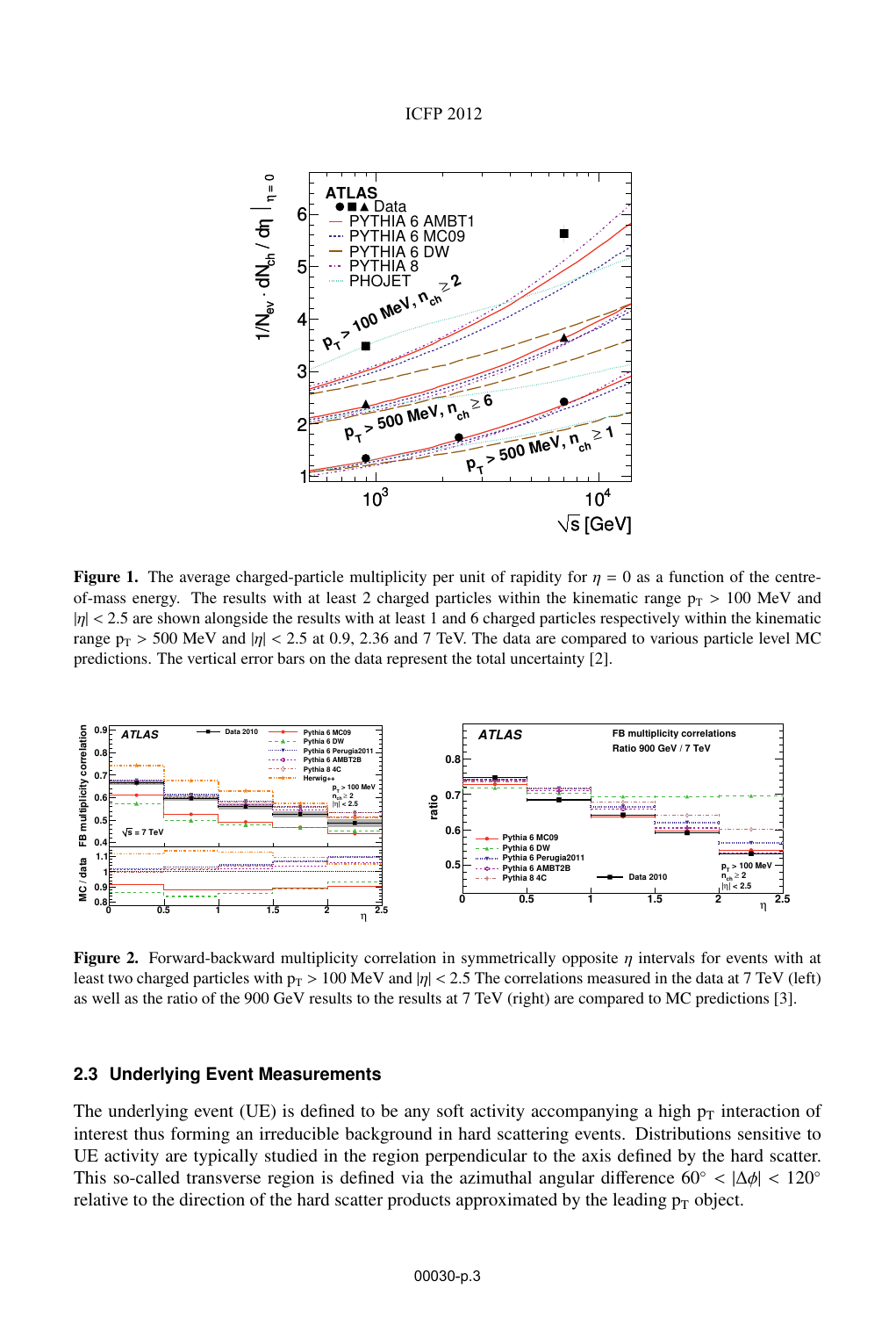**Figure 1.** The average charged-particle multiplicity per unit of rapidity for $\eta = 0$ as a function of the centre-of-mass energy. The results with at least 2 charged particles within the kinematic range $p_T > 100$ MeV and $|\eta| < 2.5$ are shown alongside the results with at least 1 and 6 charged particles respectively within the kinematic range $p_T > 500$ MeV and $|\eta| < 2.5$ at 0.9, 2.36 and 7 TeV. The data are compared to various particle level MC predictions. The vertical error bars on the data represent the total uncertainty [2].

**Figure 2.** Forward-backward multiplicity correlation in symmetrically opposite $\eta$ intervals for events with at least two charged particles with $p_T > 100$ MeV and $|\eta| < 2.5$ The correlations measured in the data at 7 TeV (left) as well as the ratio of the 900 GeV results to the results at 7 TeV (right) are compared to MC predictions [3].

### 2.3 Underlying Event Measurements

The underlying event (UE) is defined to be any soft activity accompanying a high $p_T$ interaction of interest thus forming an irreducible background in hard scattering events. Distributions sensitive to UE activity are typically studied in the region perpendicular to the axis defined by the hard scatter. This so-called transverse region is defined via the azimuthal angular difference $60^\circ < |\Delta\phi| < 120^\circ$ relative to the direction of the hard scatter products approximated by the leading $p_T$ object.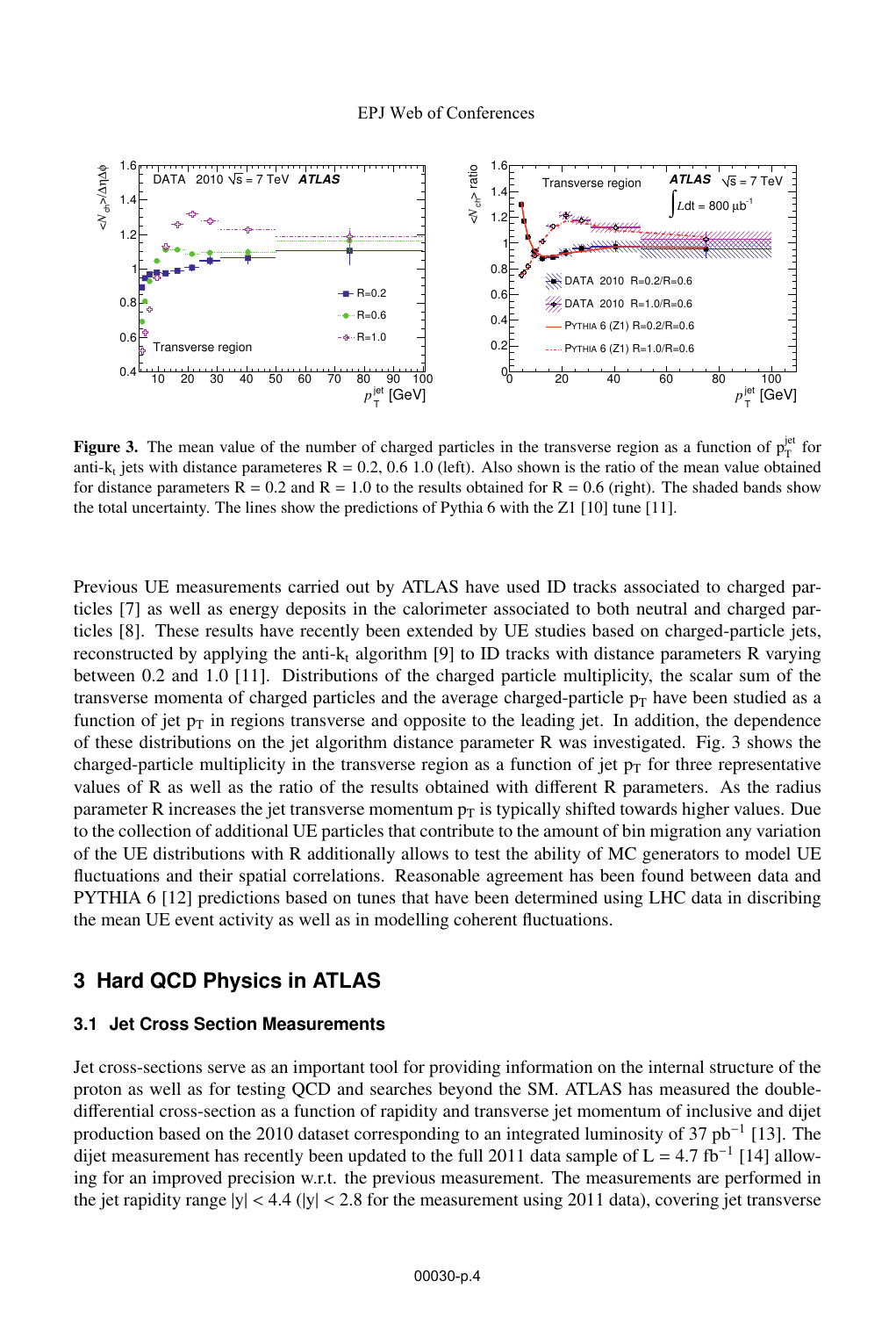**Figure 3.** The mean value of the number of charged particles in the transverse region as a function of $p_T^{jet}$ for anti-$k_t$ jets with distance parameteres R = 0.2, 0.6 1.0 (left). Also shown is the ratio of the mean value obtained for distance parameters R = 0.2 and R = 1.0 to the results obtained for R = 0.6 (right). The shaded bands show the total uncertainty. The lines show the predictions of Pythia 6 with the Z1 [10] tune [11].

Previous UE measurements carried out by ATLAS have used ID tracks associated to charged particles [7] as well as energy deposits in the calorimeter associated to both neutral and charged particles [8]. These results have recently been extended by UE studies based on charged-particle jets, reconstructed by applying the anti-$k_t$ algorithm [9] to ID tracks with distance parameters R varying between 0.2 and 1.0 [11]. Distributions of the charged particle multiplicity, the scalar sum of the transverse momenta of charged particles and the average charged-particle $p_T$ have been studied as a function of jet $p_T$ in regions transverse and opposite to the leading jet. In addition, the dependence of these distributions on the jet algorithm distance parameter R was investigated. Fig. 3 shows the charged-particle multiplicity in the transverse region as a function of jet $p_T$ for three representative values of R as well as the ratio of the results obtained with different R parameters. As the radius parameter R increases the jet transverse momentum $p_T$ is typically shifted towards higher values. Due to the collection of additional UE particles that contribute to the amount of bin migration any variation of the UE distributions with R additionally allows to test the ability of MC generators to model UE fluctuations and their spatial correlations. Reasonable agreement has been found between data and PYTHIA 6 [12] predictions based on tunes that have been determined using LHC data in discribing the mean UE event activity as well as in modelling coherent fluctuations.

## 3 Hard QCD Physics in ATLAS

### 3.1 Jet Cross Section Measurements

Jet cross-sections serve as an important tool for providing information on the internal structure of the proton as well as for testing QCD and searches beyond the SM. ATLAS has measured the double-differential cross-section as a function of rapidity and transverse jet momentum of inclusive and dijet production based on the 2010 dataset corresponding to an integrated luminosity of 37 $pb^{-1}$ [13]. The dijet measurement has recently been updated to the full 2011 data sample of L = 4.7 $fb^{-1}$ [14] allowing for an improved precision w.r.t. the previous measurement. The measurements are performed in the jet rapidity range $|y| < 4.4$ ($|y| < 2.8$ for the measurement using 2011 data), covering jet transverse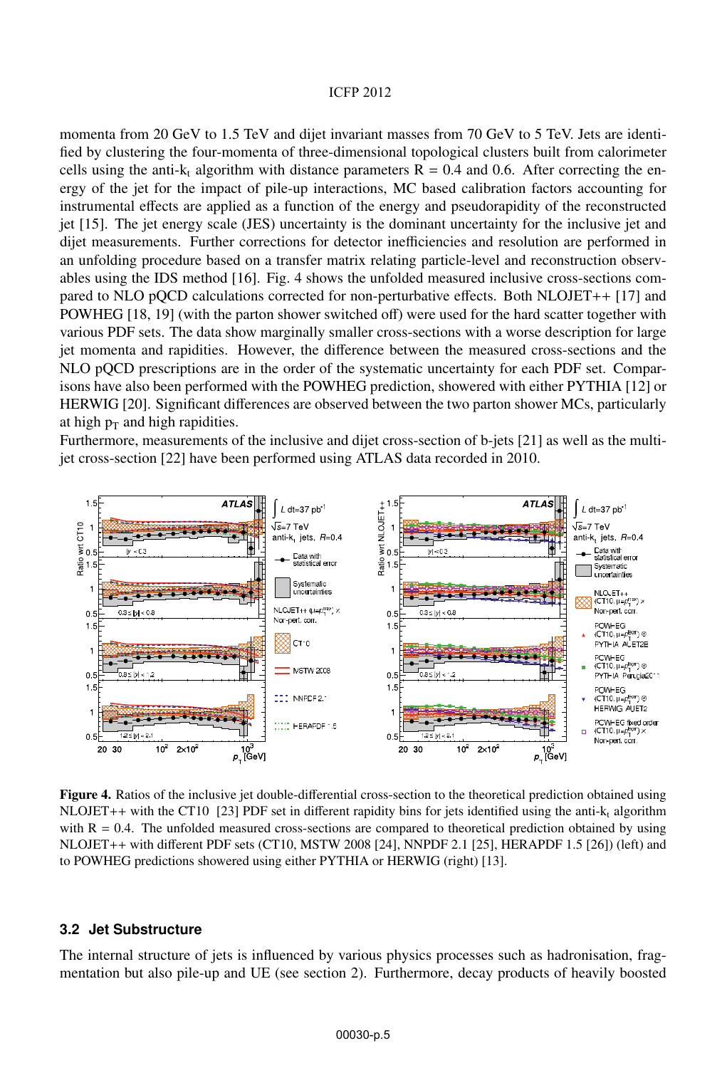momenta from 20 GeV to 1.5 TeV and dijet invariant masses from 70 GeV to 5 TeV. Jets are identified by clustering the four-momenta of three-dimensional topological clusters built from calorimeter cells using the anti-$k_t$ algorithm with distance parameters R = 0.4 and 0.6. After correcting the energy of the jet for the impact of pile-up interactions, MC based calibration factors accounting for instrumental effects are applied as a function of the energy and pseudorapidity of the reconstructed jet [15]. The jet energy scale (JES) uncertainty is the dominant uncertainty for the inclusive jet and dijet measurements. Further corrections for detector inefficiencies and resolution are performed in an unfolding procedure based on a transfer matrix relating particle-level and reconstruction observables using the IDS method [16]. Fig. 4 shows the unfolded measured inclusive cross-sections compared to NLO pQCD calculations corrected for non-perturbative effects. Both NLOJET++ [17] and POWHEG [18, 19] (with the parton shower switched off) were used for the hard scatter together with various PDF sets. The data show marginally smaller cross-sections with a worse description for large jet momenta and rapidities. However, the difference between the measured cross-sections and the NLO pQCD prescriptions are in the order of the systematic uncertainty for each PDF set. Comparisons have also been performed with the POWHEG prediction, showered with either PYTHIA [12] or HERWIG [20]. Significant differences are observed between the two parton shower MCs, particularly at high $p_T$ and high rapidities.

Furthermore, measurements of the inclusive and dijet cross-section of b-jets [21] as well as the multi-jet cross-section [22] have been performed using ATLAS data recorded in 2010.

**Figure 4.** Ratios of the inclusive jet double-differential cross-section to the theoretical prediction obtained using NLOJET++ with the CT10 [23] PDF set in different rapidity bins for jets identified using the anti-$k_t$ algorithm with R = 0.4. The unfolded measured cross-sections are compared to theoretical prediction obtained by using NLOJET++ with different PDF sets (CT10, MSTW 2008 [24], NNPDF 2.1 [25], HERAPDF 1.5 [26]) (left) and to POWHEG predictions showered using either PYTHIA or HERWIG (right) [13].

### 3.2 Jet Substructure

The internal structure of jets is influenced by various physics processes such as hadronisation, fragmentation but also pile-up and UE (see section 2). Furthermore, decay products of heavily boosted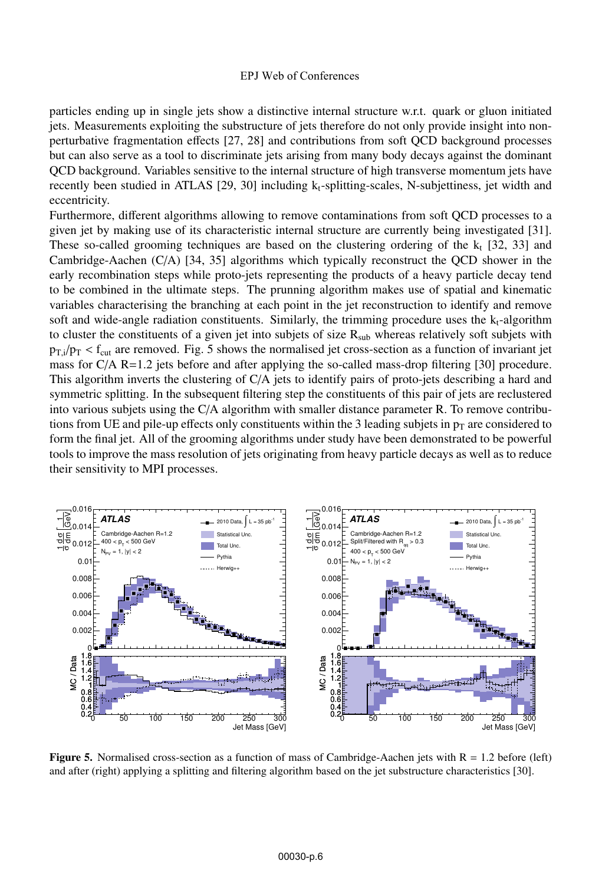particles ending up in single jets show a distinctive internal structure w.r.t. quark or gluon initiated jets. Measurements exploiting the substructure of jets therefore do not only provide insight into non-perturbative fragmentation effects [27, 28] and contributions from soft QCD background processes but can also serve as a tool to discriminate jets arising from many body decays against the dominant QCD background. Variables sensitive to the internal structure of high transverse momentum jets have recently been studied in ATLAS [29, 30] including $k_t$-splitting-scales, N-subjettiness, jet width and eccentricity.

Furthermore, different algorithms allowing to remove contaminations from soft QCD processes to a given jet by making use of its characteristic internal structure are currently being investigated [31]. These so-called grooming techniques are based on the clustering ordering of the $k_t$ [32, 33] and Cambridge-Aachen (C/A) [34, 35] algorithms which typically reconstruct the QCD shower in the early recombination steps while proto-jets representing the products of a heavy particle decay tend to be combined in the ultimate steps. The prunning algorithm makes use of spatial and kinematic variables characterising the branching at each point in the jet reconstruction to identify and remove soft and wide-angle radiation constituents. Similarly, the trimming procedure uses the $k_t$-algorithm to cluster the constituents of a given jet into subjets of size $R_{sub}$ whereas relatively soft subjets with $p_{T,i}/p_T < f_{cut}$ are removed. Fig. 5 shows the normalised jet cross-section as a function of invariant jet mass for C/A R=1.2 jets before and after applying the so-called mass-drop filtering [30] procedure. This algorithm inverts the clustering of C/A jets to identify pairs of proto-jets describing a hard and symmetric splitting. In the subsequent filtering step the constituents of this pair of jets are reclustered into various subjets using the C/A algorithm with smaller distance parameter R. To remove contributions from UE and pile-up effects only constituents within the 3 leading subjets in $p_T$ are considered to form the final jet. All of the grooming algorithms under study have been demonstrated to be powerful tools to improve the mass resolution of jets originating from heavy particle decays as well as to reduce their sensitivity to MPI processes.

**Figure 5.** Normalised cross-section as a function of mass of Cambridge-Aachen jets with R = 1.2 before (left) and after (right) applying a splitting and filtering algorithm based on the jet substructure characteristics [30].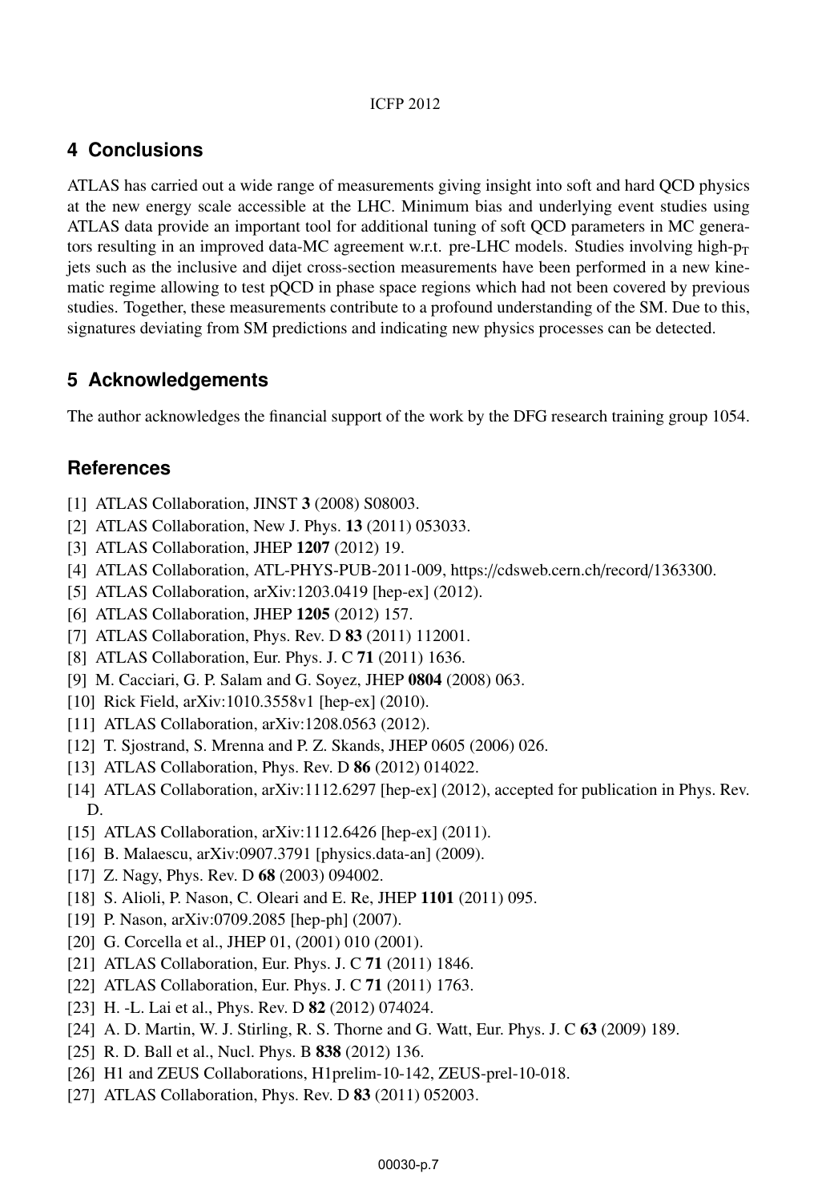## 4 Conclusions

ATLAS has carried out a wide range of measurements giving insight into soft and hard QCD physics at the new energy scale accessible at the LHC. Minimum bias and underlying event studies using ATLAS data provide an important tool for additional tuning of soft QCD parameters in MC generators resulting in an improved data-MC agreement w.r.t. pre-LHC models. Studies involving high-$p_T$ jets such as the inclusive and dijet cross-section measurements have been performed in a new kinematic regime allowing to test pQCD in phase space regions which had not been covered by previous studies. Together, these measurements contribute to a profound understanding of the SM. Due to this, signatures deviating from SM predictions and indicating new physics processes can be detected.

## 5 Acknowledgements

The author acknowledges the financial support of the work by the DFG research training group 1054.

## References

[1] ATLAS Collaboration, JINST **3** (2008) S08003.
[2] ATLAS Collaboration, New J. Phys. **13** (2011) 053033.
[3] ATLAS Collaboration, JHEP **1207** (2012) 19.
[4] ATLAS Collaboration, ATL-PHYS-PUB-2011-009, https://cdsweb.cern.ch/record/1363300.
[5] ATLAS Collaboration, arXiv:1203.0419 [hep-ex] (2012).
[6] ATLAS Collaboration, JHEP **1205** (2012) 157.
[7] ATLAS Collaboration, Phys. Rev. D **83** (2011) 112001.
[8] ATLAS Collaboration, Eur. Phys. J. C **71** (2011) 1636.
[9] M. Cacciari, G. P. Salam and G. Soyez, JHEP **0804** (2008) 063.
[10] Rick Field, arXiv:1010.3558v1 [hep-ex] (2010).
[11] ATLAS Collaboration, arXiv:1208.0563 (2012).
[12] T. Sjostrand, S. Mrenna and P. Z. Skands, JHEP 0605 (2006) 026.
[13] ATLAS Collaboration, Phys. Rev. D **86** (2012) 014022.
[14] ATLAS Collaboration, arXiv:1112.6297 [hep-ex] (2012), accepted for publication in Phys. Rev. D.
[15] ATLAS Collaboration, arXiv:1112.6426 [hep-ex] (2011).
[16] B. Malaescu, arXiv:0907.3791 [physics.data-an] (2009).
[17] Z. Nagy, Phys. Rev. D **68** (2003) 094002.
[18] S. Alioli, P. Nason, C. Oleari and E. Re, JHEP **1101** (2011) 095.
[19] P. Nason, arXiv:0709.2085 [hep-ph] (2007).
[20] G. Corcella et al., JHEP 01, (2001) 010 (2001).
[21] ATLAS Collaboration, Eur. Phys. J. C **71** (2011) 1846.
[22] ATLAS Collaboration, Eur. Phys. J. C **71** (2011) 1763.
[23] H. -L. Lai et al., Phys. Rev. D **82** (2012) 074024.
[24] A. D. Martin, W. J. Stirling, R. S. Thorne and G. Watt, Eur. Phys. J. C **63** (2009) 189.
[25] R. D. Ball et al., Nucl. Phys. B **838** (2012) 136.
[26] H1 and ZEUS Collaborations, H1prelim-10-142, ZEUS-prel-10-018.
[27] ATLAS Collaboration, Phys. Rev. D **83** (2011) 052003.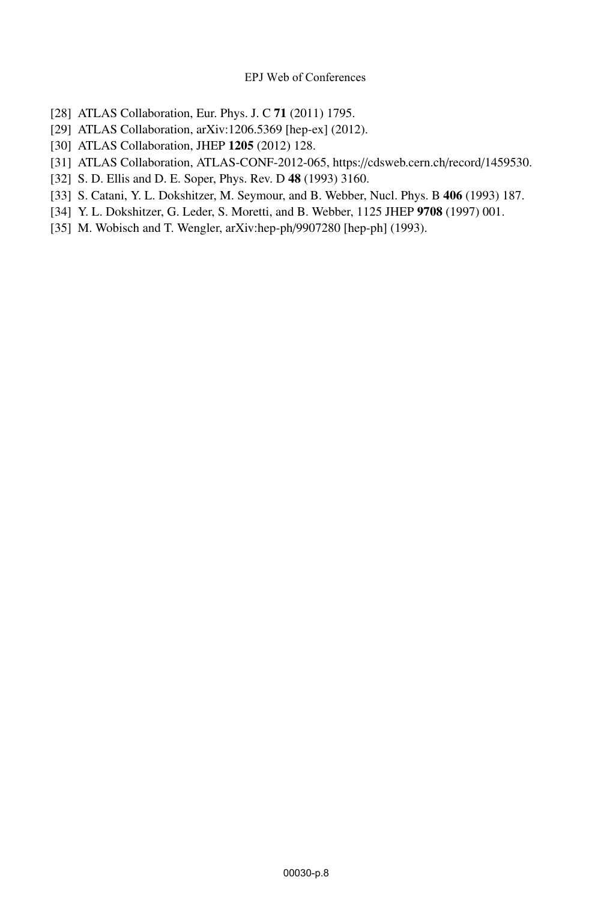[28] ATLAS Collaboration, Eur. Phys. J. C **71** (2011) 1795.

[29] ATLAS Collaboration, arXiv:1206.5369 [hep-ex] (2012).

[30] ATLAS Collaboration, JHEP **1205** (2012) 128.

[31] ATLAS Collaboration, ATLAS-CONF-2012-065, https://cdsweb.cern.ch/record/1459530.

[32] S. D. Ellis and D. E. Soper, Phys. Rev. D **48** (1993) 3160.

[33] S. Catani, Y. L. Dokshitzer, M. Seymour, and B. Webber, Nucl. Phys. B **406** (1993) 187.

[34] Y. L. Dokshitzer, G. Leder, S. Moretti, and B. Webber, 1125 JHEP **9708** (1997) 001.

[35] M. Wobisch and T. Wengler, arXiv:hep-ph/9907280 [hep-ph] (1993).